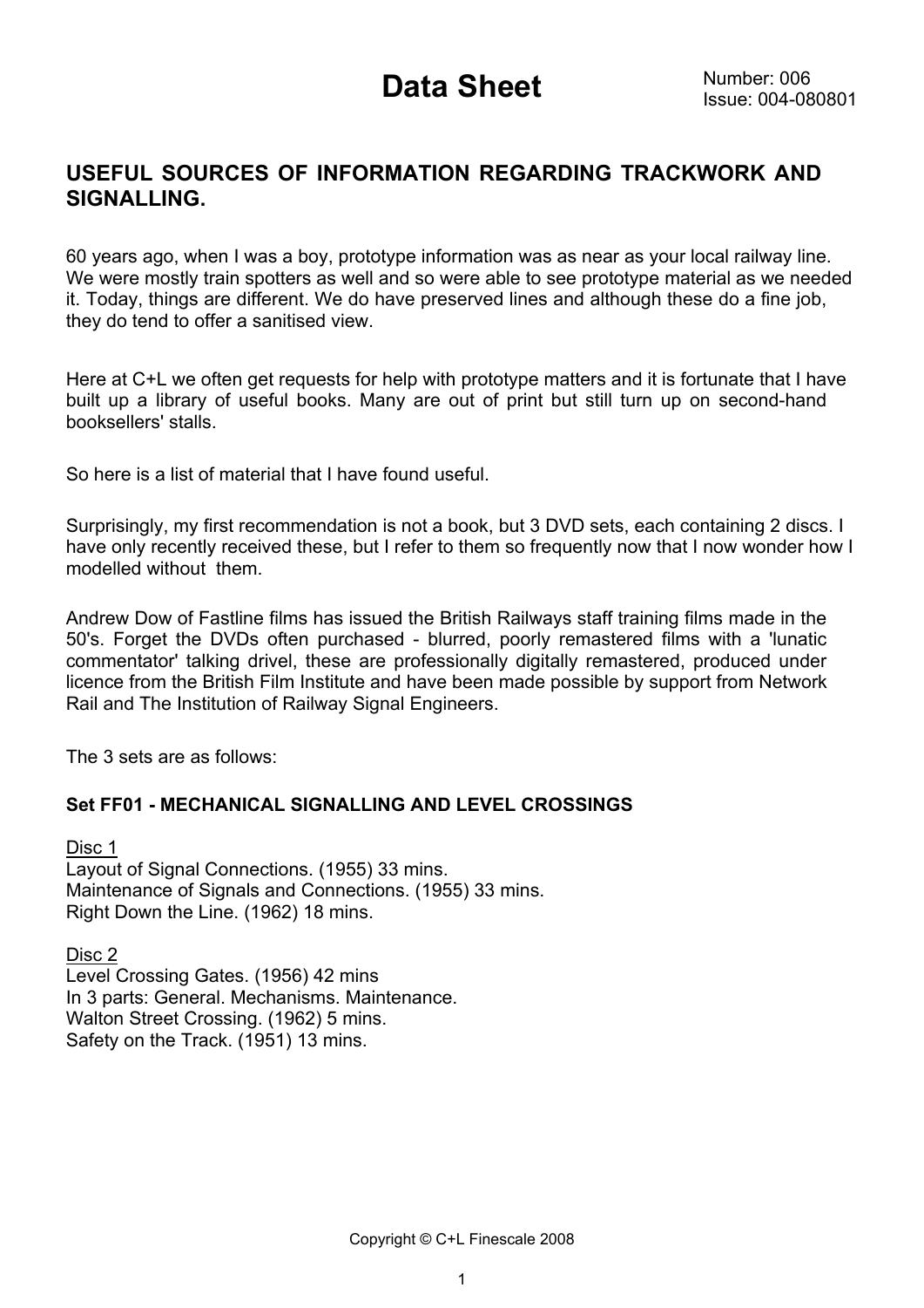# Data Sheet

Number: 006
Issue: 004-080801

## USEFUL SOURCES OF INFORMATION REGARDING TRACKWORK AND SIGNALLING.

60 years ago, when I was a boy, prototype information was as near as your local railway line. We were mostly train spotters as well and so were able to see prototype material as we needed it. Today, things are different. We do have preserved lines and although these do a fine job, they do tend to offer a sanitised view.

Here at C+L we often get requests for help with prototype matters and it is fortunate that I have built up a library of useful books. Many are out of print but still turn up on second-hand booksellers' stalls.

So here is a list of material that I have found useful.

Surprisingly, my first recommendation is not a book, but 3 DVD sets, each containing 2 discs. I have only recently received these, but I refer to them so frequently now that I now wonder how I modelled without them.

Andrew Dow of Fastline films has issued the British Railways staff training films made in the 50's. Forget the DVDs often purchased - blurred, poorly remastered films with a 'lunatic commentator' talking drivel, these are professionally digitally remastered, produced under licence from the British Film Institute and have been made possible by support from Network Rail and The Institution of Railway Signal Engineers.

The 3 sets are as follows:

**Set FF01 - MECHANICAL SIGNALLING AND LEVEL CROSSINGS**

Disc 1
Layout of Signal Connections. (1955) 33 mins.
Maintenance of Signals and Connections. (1955) 33 mins.
Right Down the Line. (1962) 18 mins.

Disc 2
Level Crossing Gates. (1956) 42 mins
In 3 parts: General. Mechanisms. Maintenance.
Walton Street Crossing. (1962) 5 mins.
Safety on the Track. (1951) 13 mins.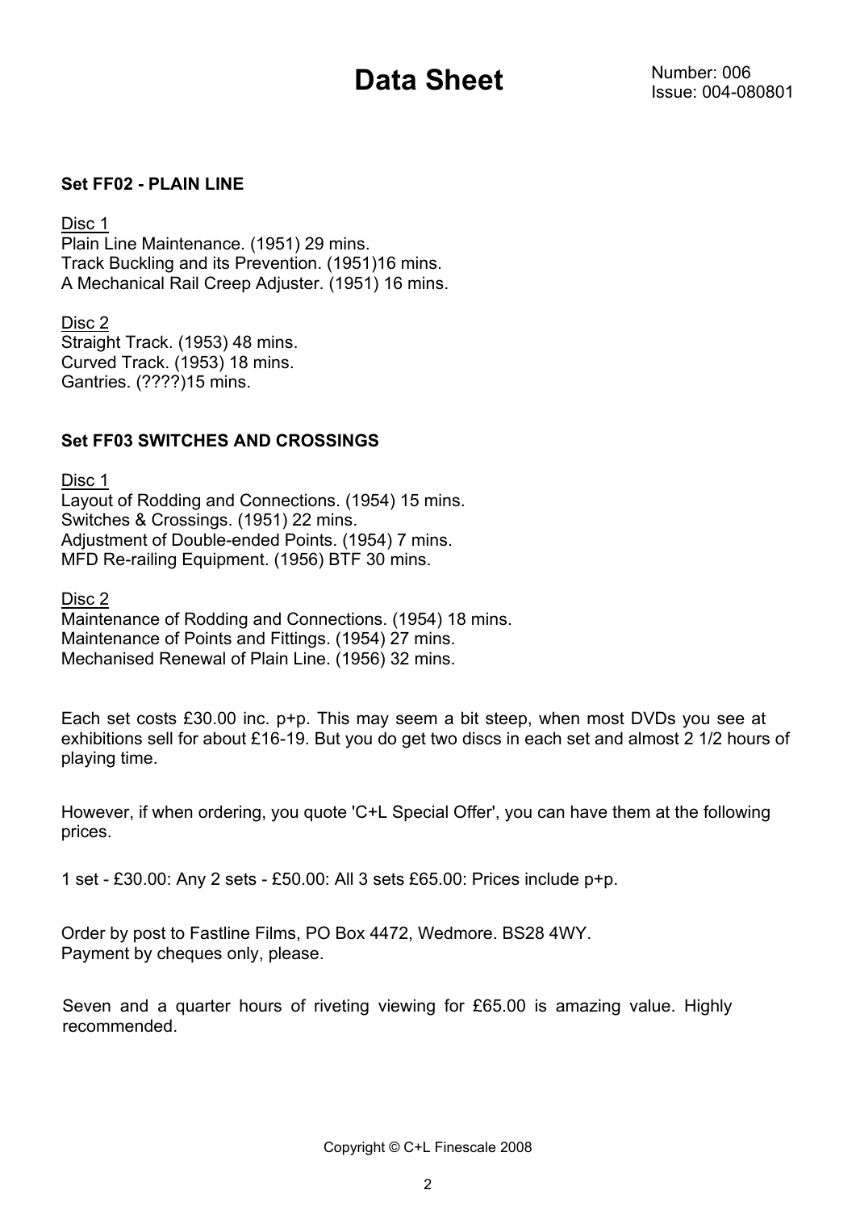# Data Sheet

Number: 006
Issue: 004-080801

**Set FF02 - PLAIN LINE**

Disc 1
Plain Line Maintenance. (1951) 29 mins.
Track Buckling and its Prevention. (1951)16 mins.
A Mechanical Rail Creep Adjuster. (1951) 16 mins.

Disc 2
Straight Track. (1953) 48 mins.
Curved Track. (1953) 18 mins.
Gantries. (????)15 mins.

**Set FF03 SWITCHES AND CROSSINGS**

Disc 1
Layout of Rodding and Connections. (1954) 15 mins.
Switches & Crossings. (1951) 22 mins.
Adjustment of Double-ended Points. (1954) 7 mins.
MFD Re-railing Equipment. (1956) BTF 30 mins.

Disc 2
Maintenance of Rodding and Connections. (1954) 18 mins.
Maintenance of Points and Fittings. (1954) 27 mins.
Mechanised Renewal of Plain Line. (1956) 32 mins.

Each set costs £30.00 inc. p+p. This may seem a bit steep, when most DVDs you see at exhibitions sell for about £16-19. But you do get two discs in each set and almost 2 1/2 hours of playing time.

However, if when ordering, you quote 'C+L Special Offer', you can have them at the following prices.

1 set - £30.00: Any 2 sets - £50.00: All 3 sets £65.00: Prices include p+p.

Order by post to Fastline Films, PO Box 4472, Wedmore. BS28 4WY.
Payment by cheques only, please.

Seven and a quarter hours of riveting viewing for £65.00 is amazing value. Highly recommended.

Copyright © C+L Finescale 2008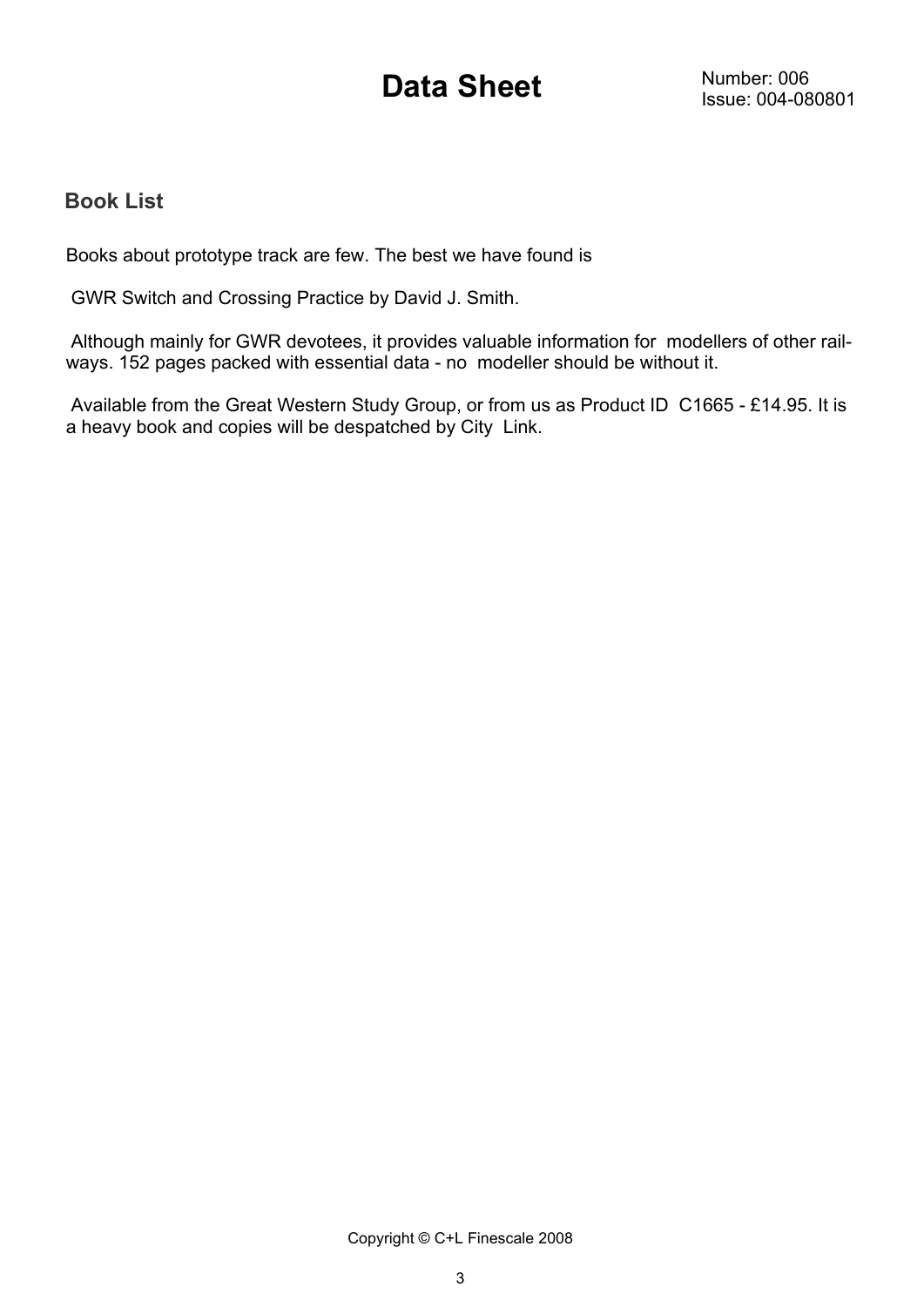# Data Sheet

Number: 006
Issue: 004-080801

## Book List

Books about prototype track are few. The best we have found is

GWR Switch and Crossing Practice by David J. Smith.

Although mainly for GWR devotees, it provides valuable information for modellers of other railways. 152 pages packed with essential data - no modeller should be without it.

Available from the Great Western Study Group, or from us as Product ID C1665 - £14.95. It is a heavy book and copies will be despatched by City Link.

Copyright © C+L Finescale 2008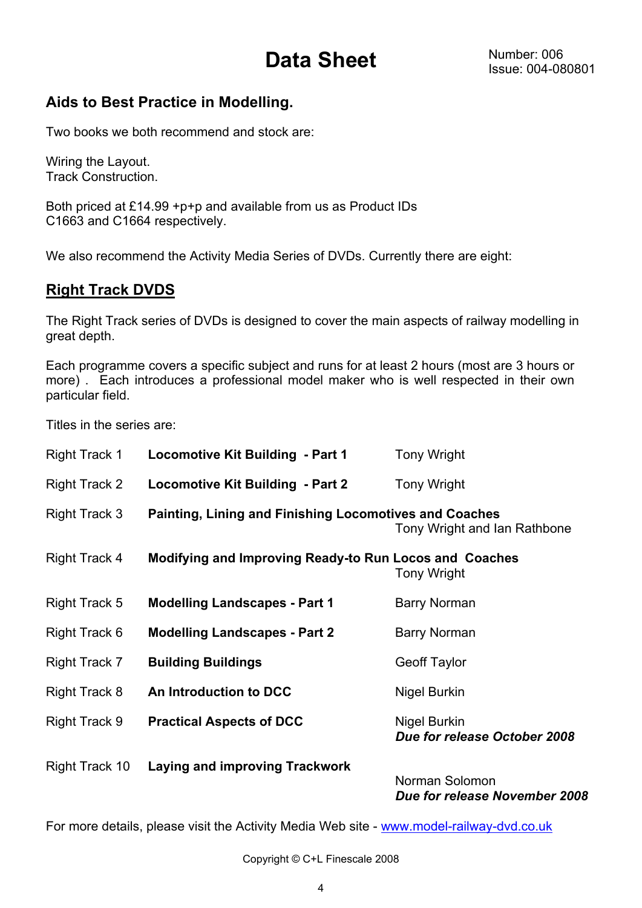# Data Sheet

Number: 006
Issue: 004-080801

## Aids to Best Practice in Modelling.

Two books we both recommend and stock are:

Wiring the Layout.
Track Construction.

Both priced at £14.99 +p+p and available from us as Product IDs C1663 and C1664 respectively.

We also recommend the Activity Media Series of DVDs. Currently there are eight:

## Right Track DVDS

The Right Track series of DVDs is designed to cover the main aspects of railway modelling in great depth.

Each programme covers a specific subject and runs for at least 2 hours (most are 3 hours or more) . Each introduces a professional model maker who is well respected in their own particular field.

Titles in the series are:

| | | |
|---|---|---|
| Right Track 1 | **Locomotive Kit Building - Part 1** | Tony Wright |
| Right Track 2 | **Locomotive Kit Building - Part 2** | Tony Wright |
| Right Track 3 | **Painting, Lining and Finishing Locomotives and Coaches** | Tony Wright and Ian Rathbone |
| Right Track 4 | **Modifying and Improving Ready-to Run Locos and Coaches** | Tony Wright |
| Right Track 5 | **Modelling Landscapes - Part 1** | Barry Norman |
| Right Track 6 | **Modelling Landscapes - Part 2** | Barry Norman |
| Right Track 7 | **Building Buildings** | Geoff Taylor |
| Right Track 8 | **An Introduction to DCC** | Nigel Burkin |
| Right Track 9 | **Practical Aspects of DCC** | Nigel Burkin ***Due for release October 2008*** |
| Right Track 10 | **Laying and improving Trackwork** | Norman Solomon ***Due for release November 2008*** |

For more details, please visit the Activity Media Web site - [www.model-railway-dvd.co.uk](http://www.model-railway-dvd.co.uk)

Copyright © C+L Finescale 2008